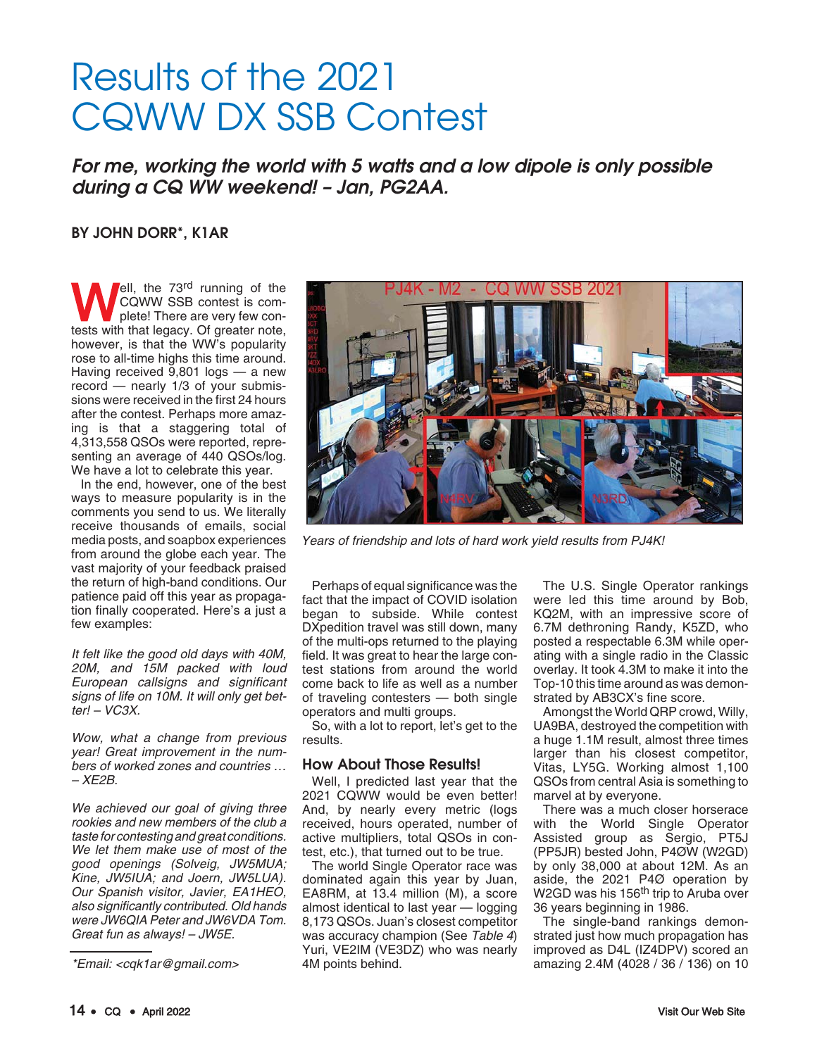# Results of the 2021 CQWW DX SSB Contest

***For me, working the world with 5 watts and a low dipole is only possible during a CQ WW weekend! – Jan, PG2AA.***

**BY JOHN DORR\*, K1AR**

Well, the 73rd running of the CQWW SSB contest is complete! There are very few contests with that legacy. Of greater note, however, is that the WW's popularity rose to all-time highs this time around. Having received 9,801 logs — a new record — nearly 1/3 of your submissions were received in the first 24 hours after the contest. Perhaps more amazing is that a staggering total of 4,313,558 QSOs were reported, representing an average of 440 QSOs/log. We have a lot to celebrate this year.

In the end, however, one of the best ways to measure popularity is in the comments you send to us. We literally receive thousands of emails, social media posts, and soapbox experiences from around the globe each year. The vast majority of your feedback praised the return of high-band conditions. Our patience paid off this year as propagation finally cooperated. Here's a just a few examples:

*It felt like the good old days with 40M, 20M, and 15M packed with loud European callsigns and significant signs of life on 10M. It will only get better! – VC3X.*

*Wow, what a change from previous year! Great improvement in the numbers of worked zones and countries … – XE2B.*

*We achieved our goal of giving three rookies and new members of the club a taste for contesting and great conditions. We let them make use of most of the good openings (Solveig, JW5MUA; Kine, JW5IUA; and Joern, JW5LUA). Our Spanish visitor, Javier, EA1HEO, also significantly contributed. Old hands were JW6QIA Peter and JW6VDA Tom. Great fun as always! – JW5E.*

*Years of friendship and lots of hard work yield results from PJ4K!*

Perhaps of equal significance was the fact that the impact of COVID isolation began to subside. While contest DXpedition travel was still down, many of the multi-ops returned to the playing field. It was great to hear the large contest stations from around the world come back to life as well as a number of traveling contesters — both single operators and multi groups.

So, with a lot to report, let's get to the results.

## How About Those Results!

Well, I predicted last year that the 2021 CQWW would be even better! And, by nearly every metric (logs received, hours operated, number of active multipliers, total QSOs in contest, etc.), that turned out to be true.

The world Single Operator race was dominated again this year by Juan, EA8RM, at 13.4 million (M), a score almost identical to last year — logging 8,173 QSOs. Juan's closest competitor was accuracy champion (See *Table 4*) Yuri, VE2IM (VE3DZ) who was nearly 4M points behind.

The U.S. Single Operator rankings were led this time around by Bob, KQ2M, with an impressive score of 6.7M dethroning Randy, K5ZD, who posted a respectable 6.3M while operating with a single radio in the Classic overlay. It took 4.3M to make it into the Top-10 this time around as was demonstrated by AB3CX's fine score.

Amongst the World QRP crowd, Willy, UA9BA, destroyed the competition with a huge 1.1M result, almost three times larger than his closest competitor, Vitas, LY5G. Working almost 1,100 QSOs from central Asia is something to marvel at by everyone.

There was a much closer horserace with the World Single Operator Assisted group as Sergio, PT5J (PP5JR) bested John, P4ØW (W2GD) by only 38,000 at about 12M. As an aside, the 2021 P4Ø operation by W2GD was his 156th trip to Aruba over 36 years beginning in 1986.

The single-band rankings demonstrated just how much propagation has improved as D4L (IZ4DPV) scored an amazing 2.4M (4028 / 36 / 136) on 10

\*Email: <cqk1ar@gmail.com>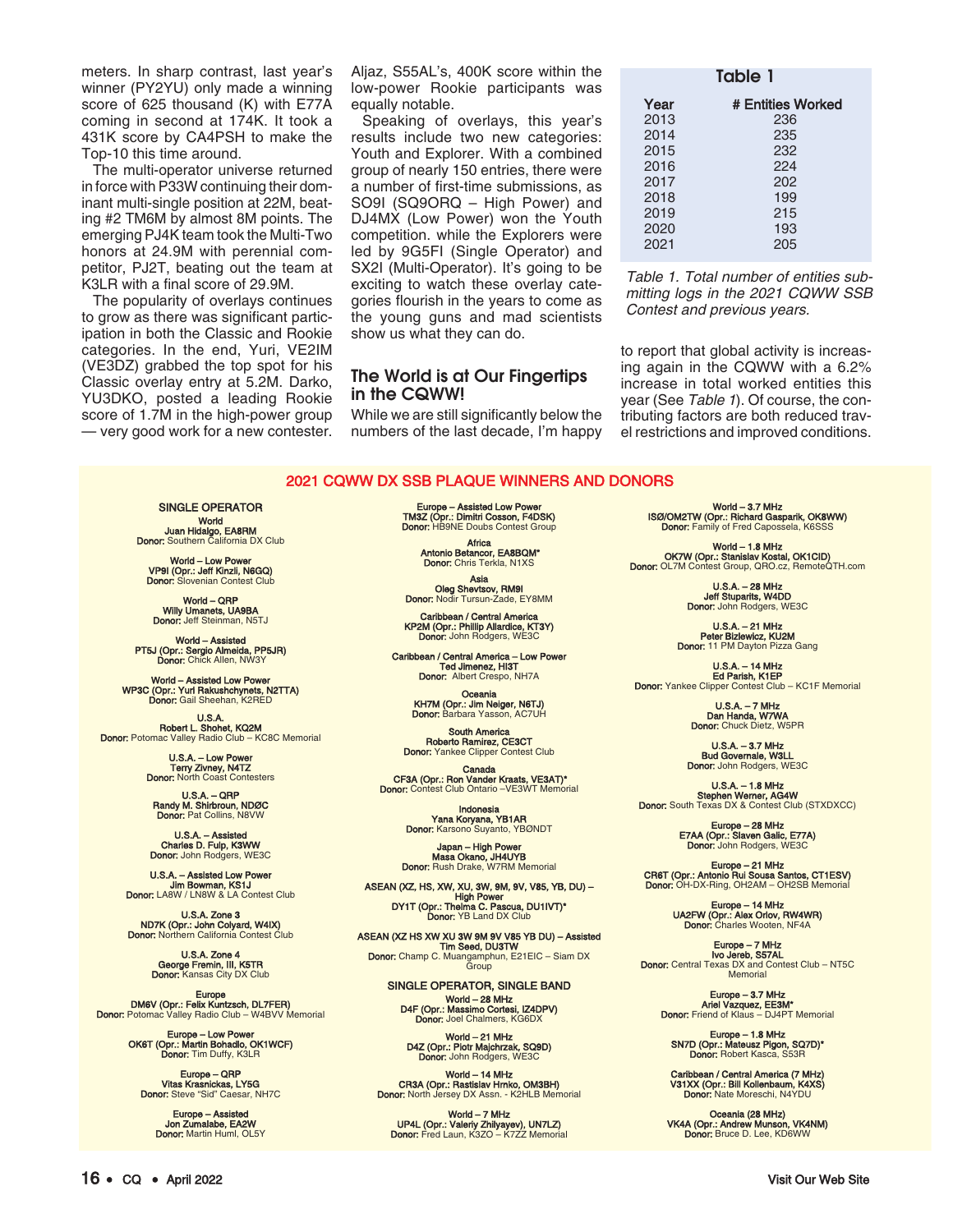meters. In sharp contrast, last year's winner (PY2YU) only made a winning score of 625 thousand (K) with E77A coming in second at 174K. It took a 431K score by CA4PSH to make the Top-10 this time around.

The multi-operator universe returned in force with P33W continuing their dominant multi-single position at 22M, beating #2 TM6M by almost 8M points. The emerging PJ4K team took the Multi-Two honors at 24.9M with perennial competitor, PJ2T, beating out the team at K3LR with a final score of 29.9M.

The popularity of overlays continues to grow as there was significant participation in both the Classic and Rookie categories. In the end, Yuri, VE2IM (VE3DZ) grabbed the top spot for his Classic overlay entry at 5.2M. Darko, YU3DKO, posted a leading Rookie score of 1.7M in the high-power group — very good work for a new contester. Aljaz, S55AL's, 400K score within the low-power Rookie participants was equally notable.

Speaking of overlays, this year's results include two new categories: Youth and Explorer. With a combined group of nearly 150 entries, there were a number of first-time submissions, as SO9I (SQ9ORQ – High Power) and DJ4MX (Low Power) won the Youth competition. while the Explorers were led by 9G5FI (Single Operator) and SX2I (Multi-Operator). It's going to be exciting to watch these overlay categories flourish in the years to come as the young guns and mad scientists show us what they can do.

## The World is at Our Fingertips in the CQWW!

While we are still significantly below the numbers of the last decade, I'm happy to report that global activity is increasing again in the CQWW with a 6.2% increase in total worked entities this year (See *Table 1*). Of course, the contributing factors are both reduced travel restrictions and improved conditions.

**Table 1**

| Year | # Entities Worked |
|---|---|
| 2013 | 236 |
| 2014 | 235 |
| 2015 | 232 |
| 2016 | 224 |
| 2017 | 202 |
| 2018 | 199 |
| 2019 | 215 |
| 2020 | 193 |
| 2021 | 205 |

*Table 1. Total number of entities submitting logs in the 2021 CQWW SSB Contest and previous years.*

## 2021 CQWW DX SSB PLAQUE WINNERS AND DONORS

### SINGLE OPERATOR

**World**
**Juan Hidalgo, EA8RM**
**Donor:** Southern California DX Club

**World – Low Power**
**VP9I (Opr.: Jeff Kinzli, N6GQ)**
**Donor:** Slovenian Contest Club

**World – QRP**
**Willy Umanets, UA9BA**
**Donor:** Jeff Steinman, N5TJ

**World – Assisted**
**PT5J (Opr.: Sergio Almeida, PP5JR)**
**Donor:** Chick Allen, NW3Y

**World – Assisted Low Power**
**WP3C (Opr.: Yuri Rakushchynets, N2TTA)**
**Donor:** Gail Sheehan, K2RED

**U.S.A.**
**Robert L. Shohet, KQ2M**
**Donor:** Potomac Valley Radio Club – KC8C Memorial

**U.S.A. – Low Power**
**Terry Zivney, N4TZ**
**Donor:** North Coast Contesters

**U.S.A. – QRP**
**Randy M. Shirbroun, NDØC**
**Donor:** Pat Collins, N8VW

**U.S.A. – Assisted**
**Charles D. Fulp, K3WW**
**Donor:** John Rodgers, WE3C

**U.S.A. – Assisted Low Power**
**Jim Bowman, KS1J**
**Donor:** LA8W / LN8W & LA Contest Club

**U.S.A. Zone 3**
**ND7K (Opr.: John Colyard, W4IX)**
**Donor:** Northern California Contest Club

**U.S.A. Zone 4**
**George Fremin, III, K5TR**
**Donor:** Kansas City DX Club

**Europe**
**DM6V (Opr.: Felix Kuntzsch, DL7FER)**
**Donor:** Potomac Valley Radio Club – W4BVV Memorial

**Europe – Low Power**
**OK6T (Opr.: Martin Bohadlo, OK1WCF)**
**Donor:** Tim Duffy, K3LR

**Europe – QRP**
**Vitas Krasnickas, LY5G**
**Donor:** Steve "Sid" Caesar, NH7C

**Europe – Assisted**
**Jon Zumalabe, EA2W**
**Donor:** Martin Huml, OL5Y

**Europe – Assisted Low Power**
**TM3Z (Opr.: Dimitri Cosson, F4DSK)**
**Donor:** HB9NE Doubs Contest Group

**Africa**
**Antonio Betancor, EA8BQM***
**Donor:** Chris Terkla, N1XS

**Asia**
**Oleg Shevtsov, RM9I**
**Donor:** Nodir Tursun-Zade, EY8MM

**Caribbean / Central America**
**KP2M (Opr.: Phillip Allardice, KT3Y)**
**Donor:** John Rodgers, WE3C

**Caribbean / Central America – Low Power**
**Ted Jimenez, HI3T**
**Donor:** Albert Crespo, NH7A

**Oceania**
**KH7M (Opr.: Jim Neiger, N6TJ)**
**Donor:** Barbara Yasson, AC7UH

**South America**
**Roberto Ramirez, CE3CT**
**Donor:** Yankee Clipper Contest Club

**Canada**
**CF3A (Opr.: Ron Vander Kraats, VE3AT)***
**Donor:** Contest Club Ontario –VE3WT Memorial

**Indonesia**
**Yana Koryana, YB1AR**
**Donor:** Karsono Suyanto, YBØNDT

**Japan – High Power**
**Masa Okano, JH4UYB**
**Donor:** Rush Drake, W7RM Memorial

**ASEAN (XZ, HS, XW, XU, 3W, 9M, 9V, V85, YB, DU) – High Power**
**DY1T (Opr.: Thelma C. Pascua, DU1IVT)***
**Donor:** YB Land DX Club

**ASEAN (XZ HS XW XU 3W 9M 9V V85 YB DU) – Assisted**
**Tim Seed, DU3TW**
**Donor:** Champ C. Muangamphun, E21EIC – Siam DX Group

### SINGLE OPERATOR, SINGLE BAND

**World – 28 MHz**
**D4F (Opr.: Massimo Cortesi, IZ4DPV)**
**Donor:** Joel Chalmers, KG6DX

**World – 21 MHz**
**D4Z (Opr.: Piotr Majchrzak, SQ9D)**
**Donor:** John Rodgers, WE3C

**World – 14 MHz**
**CR3A (Opr.: Rastislav Hrnko, OM3BH)**
**Donor:** North Jersey DX Assn. - K2HLB Memorial

**World – 7 MHz**
**UP4L (Opr.: Valeriy Zhilyayev), UN7LZ)**
**Donor:** Fred Laun, K3ZO – K7ZZ Memorial

**World – 3.7 MHz**
**ISØ/OM2TW (Opr.: Richard Gasparik, OK8WW)**
**Donor:** Family of Fred Capossela, K6SSS

**World – 1.8 MHz**
**OK7W (Opr.: Stanislav Kostal, OK1CID)**
**Donor:** OL7M Contest Group, QRO.cz, RemoteQTH.com

**U.S.A. – 28 MHz**
**Jeff Stuparits, W4DD**
**Donor:** John Rodgers, WE3C

**U.S.A. – 21 MHz**
**Peter Bizlewicz, KU2M**
**Donor:** 11 PM Dayton Pizza Gang

**U.S.A. – 14 MHz**
**Ed Parish, K1EP**
**Donor:** Yankee Clipper Contest Club – KC1F Memorial

**U.S.A. – 7 MHz**
**Dan Handa, W7WA**
**Donor:** Chuck Dietz, W5PR

**U.S.A. – 3.7 MHz**
**Bud Governale, W3LL**
**Donor:** John Rodgers, WE3C

**U.S.A. – 1.8 MHz**
**Stephen Werner, AG4W**
**Donor:** South Texas DX & Contest Club (STXDXCC)

**Europe – 28 MHz**
**E7AA (Opr.: Slaven Galic, E77A)**
**Donor:** John Rodgers, WE3C

**Europe – 21 MHz**
**CR6T (Opr.: Antonio Rui Sousa Santos, CT1ESV)**
**Donor:** OH-DX-Ring, OH2AM – OH2SB Memorial

**Europe – 14 MHz**
**UA2FW (Opr.: Alex Orlov, RW4WR)**
**Donor:** Charles Wooten, NF4A

**Europe – 7 MHz**
**Ivo Jereb, S57AL**
**Donor:** Central Texas DX and Contest Club – NT5C Memorial

**Europe – 3.7 MHz**
**Ariel Vazquez, EE3M***
**Donor:** Friend of Klaus – DJ4PT Memorial

**Europe – 1.8 MHz**
**SN7D (Opr.: Mateusz Pigon, SQ7D)***
**Donor:** Robert Kasca, S53R

**Caribbean / Central America (7 MHz)**
**V31XX (Opr.: Bill Kollenbaum, K4XS)**
**Donor:** Nate Moreschi, N4YDU

**Oceania (28 MHz)**
**VK4A (Opr.: Andrew Munson, VK4NM)**
**Donor:** Bruce D. Lee, KD6WW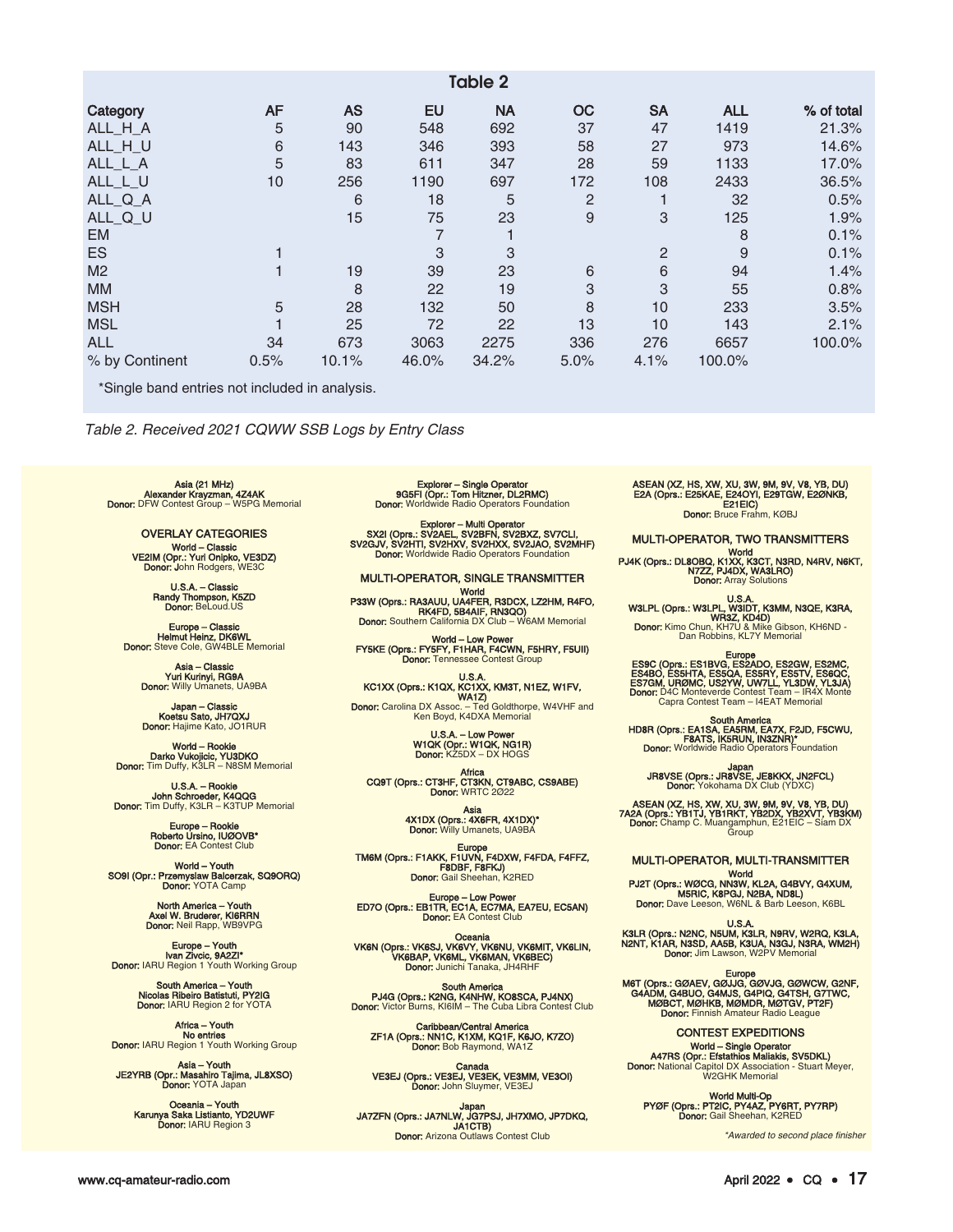| Category | AF | AS | EU | NA | OC | SA | ALL | % of total |
|---|---|---|---|---|---|---|---|---|
| ALL_H_A | 5 | 90 | 548 | 692 | 37 | 47 | 1419 | 21.3% |
| ALL_H_U | 6 | 143 | 346 | 393 | 58 | 27 | 973 | 14.6% |
| ALL_L_A | 5 | 83 | 611 | 347 | 28 | 59 | 1133 | 17.0% |
| ALL_L_U | 10 | 256 | 1190 | 697 | 172 | 108 | 2433 | 36.5% |
| ALL_Q_A | | 6 | 18 | 5 | 2 | 1 | 32 | 0.5% |
| ALL_Q_U | | 15 | 75 | 23 | 9 | 3 | 125 | 1.9% |
| EM | | | 7 | 1 | | | 8 | 0.1% |
| ES | 1 | | 3 | 3 | | 2 | 9 | 0.1% |
| M2 | 1 | 19 | 39 | 23 | 6 | 6 | 94 | 1.4% |
| MM | | 8 | 22 | 19 | 3 | 3 | 55 | 0.8% |
| MSH | 5 | 28 | 132 | 50 | 8 | 10 | 233 | 3.5% |
| MSL | 1 | 25 | 72 | 22 | 13 | 10 | 143 | 2.1% |
| ALL | 34 | 673 | 3063 | 2275 | 336 | 276 | 6657 | 100.0% |
| % by Continent | 0.5% | 10.1% | 46.0% | 34.2% | 5.0% | 4.1% | 100.0% | |

*Single band entries not included in analysis.

*Table 2. Received 2021 CQWW SSB Logs by Entry Class*

**Asia (21 MHz)**
Alexander Krayzman, 4Z4AK
**Donor:** DFW Contest Group – W5PG Memorial

## OVERLAY CATEGORIES

**World – Classic**
VE2IM (Opr.: Yuri Onipko, VE3DZ)
**Donor:** John Rodgers, WE3C

**U.S.A. – Classic**
Randy Thompson, K5ZD
**Donor:** BeLoud.US

**Europe – Classic**
Helmut Heinz, DK6WL
**Donor:** Steve Cole, GW4BLE Memorial

**Asia – Classic**
Yuri Kurinyi, RG9A
**Donor:** Willy Umanets, UA9BA

**Japan – Classic**
Koetsu Sato, JH7QXJ
**Donor:** Hajime Kato, JO1RUR

**World – Rookie**
Darko Vukojicic, YU3DKO
**Donor:** Tim Duffy, K3LR – N8SM Memorial

**U.S.A. – Rookie**
John Schroeder, K4QQG
**Donor:** Tim Duffy, K3LR – K3TUP Memorial

**Europe – Rookie**
Roberto Ursino, IUØOVB*
**Donor:** EA Contest Club

**World – Youth**
SO9I (Opr.: Przemyslaw Balcerzak, SQ9ORQ)
**Donor:** YOTA Camp

**North America – Youth**
Axel W. Bruderer, KI6RRN
**Donor:** Neil Rapp, WB9VPG

**Europe – Youth**
Ivan Zivcic, 9A2ZI*
**Donor:** IARU Region 1 Youth Working Group

**South America – Youth**
Nicolas Ribeiro Batistuti, PY2IG
**Donor:** IARU Region 2 for YOTA

**Africa – Youth**
No entries
**Donor:** IARU Region 1 Youth Working Group

**Asia – Youth**
JE2YRB (Opr.: Masahiro Tajima, JL8XSO)
**Donor:** YOTA Japan

**Oceania – Youth**
Karunya Saka Listianto, YD2UWF
**Donor:** IARU Region 3

**Explorer – Single Operator**
9G5FI (Opr.: Tom Hitzner, DL2RMC)
**Donor:** Worldwide Radio Operators Foundation

**Explorer – Multi Operator**
SX2I (Oprs.: SV2AEL, SV2BFN, SV2BXZ, SV7CLI, SV2GJV, SV2HTI, SV2HXV, SV2HXX, SV2JAO, SV2MHF)
**Donor:** Worldwide Radio Operators Foundation

## MULTI-OPERATOR, SINGLE TRANSMITTER

**World**
P33W (Oprs.: RA3AUU, UA4FER, R3DCX, LZ2HM, R4FO, RK4FD, 5B4AIF, RN3QO)
**Donor:** Southern California DX Club – W6AM Memorial

**World – Low Power**
FY5KE (Oprs.: FY5FY, F1HAR, F4CWN, F5HRY, F5UII)
**Donor:** Tennessee Contest Group

**U.S.A.**
KC1XX (Oprs.: K1QX, KC1XX, KM3T, N1EZ, W1FV, WA1Z)
**Donor:** Carolina DX Assoc. – Ted Goldthorpe, W4VHF and Ken Boyd, K4DXA Memorial

**U.S.A. – Low Power**
W1QK (Opr.: W1QK, NG1R)
**Donor:** KZ5DX – DX HOGS

**Africa**
CQ9T (Oprs.: CT3HF, CT3KN, CT9ABC, CS9ABE)
**Donor:** WRTC 2Ø22

**Asia**
4X1DX (Oprs.: 4X6FR, 4X1DX)*
**Donor:** Willy Umanets, UA9BA

**Europe**
TM6M (Oprs.: F1AKK, F1UVN, F4DXW, F4FDA, F4FFZ, F8DBF, F8FKJ)
**Donor:** Gail Sheehan, K2RED

**Europe – Low Power**
ED7O (Oprs.: EB1TR, EC1A, EC7MA, EA7EU, EC5AN)
**Donor:** EA Contest Club

**Oceania**
VK6N (Oprs.: VK6SJ, VK6VY, VK6NU, VK6MIT, VK6LIN, VK6BAP, VK6ML, VK6MAN, VK6BEC)
**Donor:** Junichi Tanaka, JH4RHF

**South America**
PJ4G (Oprs.: K2NG, K4NHW, KO8SCA, PJ4NX)
**Donor:** Victor Burns, KI6IM – The Cuba Libra Contest Club

**Caribbean/Central America**
ZF1A (Oprs.: NN1C, K1XM, KQ1F, K6JO, K7ZO)
**Donor:** Bob Raymond, WA1Z

**Canada**
VE3EJ (Oprs.: VE3EJ, VE3EK, VE3MM, VE3OI)
**Donor:** John Sluymer, VE3EJ

**Japan**
JA7ZFN (Oprs.: JA7NLW, JG7PSJ, JH7XMO, JP7DKQ, JA1CTB)
**Donor:** Arizona Outlaws Contest Club

**ASEAN (XZ, HS, XW, XU, 3W, 9M, 9V, V8, YB, DU)**
E2A (Oprs.: E25KAE, E24OYI, E29TGW, E2ØNKB, E21EIC)
**Donor:** Bruce Frahm, KØBJ

## MULTI-OPERATOR, TWO TRANSMITTERS

**World**
PJ4K (Oprs.: DL8OBQ, K1XX, K3CT, N3RD, N4RV, N6KT, N7ZZ, PJ4DX, WA3LRO)
**Donor:** Array Solutions

**U.S.A.**
W3LPL (Oprs.: W3LPL, W3IDT, K3MM, N3QE, K3RA, WR3Z, KD4D)
**Donor:** Kimo Chun, KH7U & Mike Gibson, KH6ND - Dan Robbins, KL7Y Memorial

**Europe**
ES9C (Oprs.: ES1BVG, ES2ADO, ES2GW, ES2MC, ES4BO, ES5HTA, ES5QA, ES5RY, ES5TV, ES6QC, ES7GM, URØMC, US2YW, UW7LL, YL3DW, YL3JA)
**Donor:** D4C Monteverde Contest Team – IR4X Monte Capra Contest Team – I4EAT Memorial

**South America**
HD8R (Oprs.: EA1SA, EA5RM, EA7X, F2JD, F5CWU, F8ATS, IK5RUN, IN3ZNR)*
**Donor:** Worldwide Radio Operators Foundation

**Japan**
JR8VSE (Oprs.: JR8VSE, JE8KKX, JN2FCL)
**Donor:** Yokohama DX Club (YDXC)

**ASEAN (XZ, HS, XW, XU, 3W, 9M, 9V, V8, YB, DU)**
7A2A (Oprs.: YB1TJ, YB1RKT, YB2DX, YB2XVT, YB3KM)
**Donor:** Champ C. Muangamphun, E21EIC – Siam DX Group

## MULTI-OPERATOR, MULTI-TRANSMITTER

**World**
PJ2T (Oprs.: WØCG, NN3W, KL2A, G4BVY, G4XUM, M5RIC, K8PGJ, N2BA, ND8L)
**Donor:** Dave Leeson, W6NL & Barb Leeson, K6BL

**U.S.A.**
K3LR (Oprs.: N2NC, N5UM, K3LR, N9RV, W2RQ, K3LA, N2NT, K1AR, N3SD, AA5B, K3UA, N3GJ, N3RA, WM2H)
**Donor:** Jim Lawson, W2PV Memorial

**Europe**
M6T (Oprs.: GØAEV, GØJJG, GØVJG, GØWCW, G2NF, G4ADM, G4BUO, G4MJS, G4PIQ, G4TSH, G7TWC, MØBCT, MØHKB, MØMDR, MØTGV, PT2F)
**Donor:** Finnish Amateur Radio League

## CONTEST EXPEDITIONS

**World – Single Operator**
A47RS (Opr.: Efstathios Maliakis, SV5DKL)
**Donor:** National Capitol DX Association - Stuart Meyer, W2GHK Memorial

**World Multi-Op**
PYØF (Oprs.: PT2IC, PY4AZ, PY6RT, PY7RP)
**Donor:** Gail Sheehan, K2RED

*Awarded to second place finisher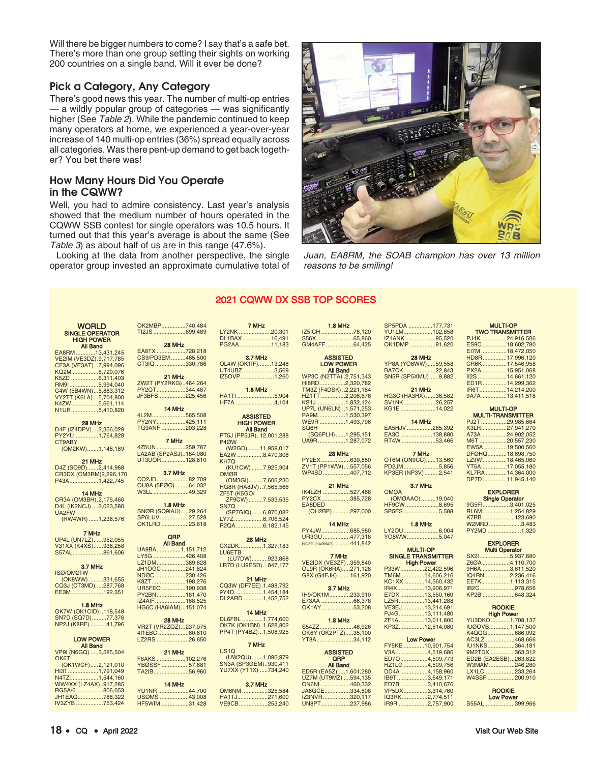Will there be bigger numbers to come? I say that's a safe bet. There's more than one group setting their sights on working 200 countries on a single band. Will it ever be done?

## Pick a Category, Any Category

There's good news this year. The number of multi-op entries — a wildly popular group of categories — was significantly higher (See *Table 2*). While the pandemic continued to keep many operators at home, we experienced a year-over-year increase of 140 multi-op entries (36%) spread equally across all categories. Was there pent-up demand to get back together? You bet there was!

## How Many Hours Did You Operate in the CQWW?

Well, you had to admire consistency. Last year's analysis showed that the medium number of hours operated in the CQWW SSB contest for single operators was 10.5 hours. It turned out that this year's average is about the same (See *Table 3*) as about half of us are in this range (47.6%).

Looking at the data from another perspective, the single operator group invested an approximate cumulative total of

*Juan, EA8RM, the SOAB champion has over 13 million reasons to be smiling!*

## 2021 CQWW DX SSB TOP SCORES

**WORLD**
**SINGLE OPERATOR**
**HIGH POWER**
**All Band**

EA8RM ............13,431,245
VE2IM (VE3DZ) .9,717,785
CF3A (VE3AT)...7,994,096
KQ2M ................6,729,076
K5ZD .................6,311,403
RM9I ..................5,994,040
C4W (5B4WN)....5,883,312
VY2TT (K6LA) ...5,704,800
K4ZW.................5,661,114
N1UR..................5,410,820

**28 MHz**
D4F (IZ4DPV)....2,356,029
PY2YU...............1,764,828
CT9ABY
(OM2KW).......1,148,189

**21 MHz**
D4Z (SQ9D).......2,414,968
CR3DX (OM3RM)2,296,170
P43A..................1,422,745

**14 MHz**
CR3A (OM3BH).2,175,460
D4L (IK2NCJ) ....2,023,580
UA2FW
(RW4WR) ......1,236,576

**7 MHz**
UP4L (UN7LZ)......952,055
V31XX (K4XS)......936,258
S57AL...................861,606

**3.7 MHz**
ISØ/OM2TW
(OK8WW) .........331,655
CQ3J (CT3MD).....287,768
EE3M....................192,351

**1.8 MHz**
OK7W (OK1CID) ..118,548
SN7D (SQ7D).........77,376
NP2J (K8RF) .........41,796

**LOW POWER**
**All Band**
VP9I (N6GQ) .....3,585,504
OK6T
(OK1WCF).....2,121,010
HI3T...................1,791,049
N4TZ..................1,544,160
WW4XX (LZ4AX)..917,285
RG5A/6................806,053
JH1EAQ...............788,322
IV3ZYB ................753,424
OK2MBP..............740,484
TI2JS ...................699,489

**28 MHz**
EA8TX .................728,218
CS9/PD3EM .........465,500
CT3IQ ..................330,786

**21 MHz**
ZW2T (PY2RKG)..464,264
PY2QT.................344,487
JF3BFS................225,456

**14 MHz**
4L2M....................565,508
PY2NY.................425,111
TG9ANF ..............203,228

**7 MHz**
4Z5UN .................259,787
LA2AB (SP2ASJ)..184,080
UT3UOR...............128,810

**3.7 MHz**
CO2JD...................82,709
OU8A (5PØO) ........64,032
W3LL .....................49,329

**1.8 MHz**
SNØR (SQ9IAU).....29,264
SP6LUV .................27,528
OK1LRD ................23,618

**QRP**
**All Band**
UA9BA...............1,151,712
LY5G ...................426,408
LZ1DM.................389,628
JH1OGC ..............241,824
NDØC ..................230,426
K8ZT....................198,276
UR5FEO ..............190,938
PY2BN.................181,470
IZ4AIF..................168,525
HG6C (HA6IAM)...151,074

**28 MHz**
VR2T (VR2ZQZ)....237,075
4I1EBC ..................60,610
LZ2RS ...................26,650

**21 MHz**
F8AKS ..................102,276
YBØSSF .................57,681
TA2IB......................56,960

**14 MHz**
YU1NR ...................44,700
USØMS ..................43,008
HF5WIM .................31,428

**7 MHz**
LY2NK ...................20,301
DL1BAX..................16,491
PG2AA....................11,183

**3.7 MHz**
OL4W (OK1IF)........13,248
UT4UBZ....................3,569
IZ5OVP....................1,260

**1.8 MHz**
HA1TI .......................5,904
HF7A ........................4,104

**ASSISTED**
**HIGH POWER**
**All Band**
PT5J (PP5JR)..12,001,288
P4ØW
(W2GD) .......11,959,017
EA2W ................8,470,308
KH7Q
(KU1CW) .......7,925,904
OMØR
(OM3GI).........7,606,230
HG8R (HA8JV) ..7,565,566
ZF5T (K5GO/
ZF9CW) .........7,533,535
SN7Q
(SP7GIQ).......6,870,082
LY7Z..................6,706,524
R2QA.................6,182,145

**28 MHz**
CX2DK..............1,327,183
LU6ETB
(LU7DW)..........923,868
LR7D (LU9ESD)...847,177

**21 MHz**
CQ3W (DF7EE).1,488,792
9Y4D.................1,454,184
DL2ARD ...........1,452,752

**14 MHz**
DL6FBL.............1,774,600
OK7K (OK1BN) .1,628,802
PP4T (PY4BZ)...1,508,925

**7 MHz**
US1Q
(UW2QU).......1,096,979
SN3A (SP3GEM)..930,411
YU7XX (YT1X) .....734,240

**3.7 MHz**
OM6NM ................325,584
HA1TJ..................271,600
VE9CB..................253,240

**1.8 MHz**
IZ5ICH ...................78,120
S56X.......................65,860
GM4AFF .................64,425

**ASSISTED**
**LOW POWER**
**All Band**
WP3C (N2TTA) .2,751,343
HI8RD ...............2,320,782
TM3Z (F4DSK) ..2,221,184
HZ1TT ..............2,206,676
KS1J..................1,832,124
UP7L (UN6LN) ..1,571,253
PA9M.................1,530,397
WE9R ................1,493,796
SQ6H
(SQ6PLH) ......1,295,151
UA9R ................1,287,072

**28 MHz**
PY2EX .................639,850
ZV1T (PP1WW)....557,056
WP4SD.................407,712

**21 MHz**
IK4LZH .................527,468
PY2CX..................385,728
EA8DED
(OH2BP) ...........297,000

**14 MHz**
PY4JW..................685,980
UR3GU .................477,318
HGØR (HAØNAR) ..........441,842

**7 MHz**
VE2IDX (VE3ZF) ..359,840
OL9R (OK6RA).....271,128
G8X (G4FJK)........161,920

**3.7 MHz**
IH9/OK1M............233,910
E73AA ....................66,378
OK1AY....................53,208

**1.8 MHz**
S54ZZ ....................46,926
OK6Y (OK2PTZ).....35,100
YT8A.......................34,112

**ASSISTED**
**QRP**
**All Band**
ED5R (EA5Z).....1,601,280
UZ7M (UT9MZ) ....594,135
OK6NL..................460,332
JA6GCE................334,508
IZ3NVR.................320,117
UN8PT..................237,986
SP5PDA ..............177,731
YU1LM..................102,858
IZ1ANK ...................95,520
OK1DMP ................81,620

**28 MHz**
YP8A (YO8WW).....59,558
BA7CK....................22,843
SN5R (SP5XMU)......9,882

**21 MHz**
HG3C (HA3HX) ......36,582
SV1NK....................26,257
KG1E......................14,022

**14 MHz**
EA5HJV ...............265,392
EA3O ....................138,880
RT4W .....................53,466

**7 MHz**
OT6M (ON9CC)......13,560
PD2JM......................5,856
KP3ER (NP3V) .........2,541

**3.7 MHz**
OMØA
(OMØAAO) .........19,040
HF9CW ....................8,695
SP5ES ......................5,588

**1.8 MHz**
LY2OU......................6,004
YO8WW....................5,047

**MULTI-OP**
**SINGLE TRANSMITTER**
**High Power**
P33W...............22,422,596
TM6M ..............14,606,216
KC1XX.............14,560,432
IR4X.................13,906,971
E7DX ...............13,550,160
LZ5R................13,441,288
VE3EJ..............13,214,691
PJ4G................13,111,480
ZF1A................13,011,800
KP3Z................12,514,080

**Low Power**
FY5KE .............10,901,754
V3A....................4,519,686
ED7O.................4,509,773
HZ1LG ...............4,509,756
DD4A.................4,158,960
IB9T ...................3,649,171
ED7B .................3,410,676
VP5DX...............3,314,760
IQ3RK................2,774,511
IR9R ..................2,757,900

**MULTI-OP**
**TWO TRANSMITTER**
PJ4K ................24,916,506
ES9C ...............18,602,780
EI7M ................18,472,050
HD8R...............17,996,120
CR6K ...............17,546,958
PX2A ...............15,951,068
II2S ..................14,661,120
ED1R................14,299,362
IR6T..................14,214,200
9A7A................13,411,518

**MULTI-OP**
**MULTI-TRANSMITTER**
PJ2T ................29,985,664
K3LR................27,941,270
A73A................24,902,052
M6T .................20,557,230
EW5A ..............19,500,560
DFØHQ............18,698,750
LZ9W ...............18,465,060
YT5A................17,055,180
KL7RA .............14,364,000
DP7D ...............11,945,140

**EXPLORER**
**Single Operator**
9G5FI.................3,401,025
RL6M .................1,254,829
K7RB ....................123,690
W2MRD ...................3,483
PY2MD ....................1,320

**EXPLORER**
**Multi Operator**
SX2I ...................5,937,680
Z6ØA .................4,110,700
9H6A...................3,611,520
IQ4RN.................2,236,416
EE7K ..................1,113,315
IB2C......................978,656
KP2B .....................648,324

**ROOKIE**
**High Power**
YU3DKO............1,708,137
IUØOVB.............1,147,500
K4QQG.................686,092
AC3LZ ..................468,666
IU1NKS.................364,181
9M2TDX ...............363,312
ED2B (EA2ESB)...263,822
W3MAM................246,280
LX1LC...................233,264
W4SSF .................200,910

**ROOKIE**
**Low Power**
S55AL...................399,966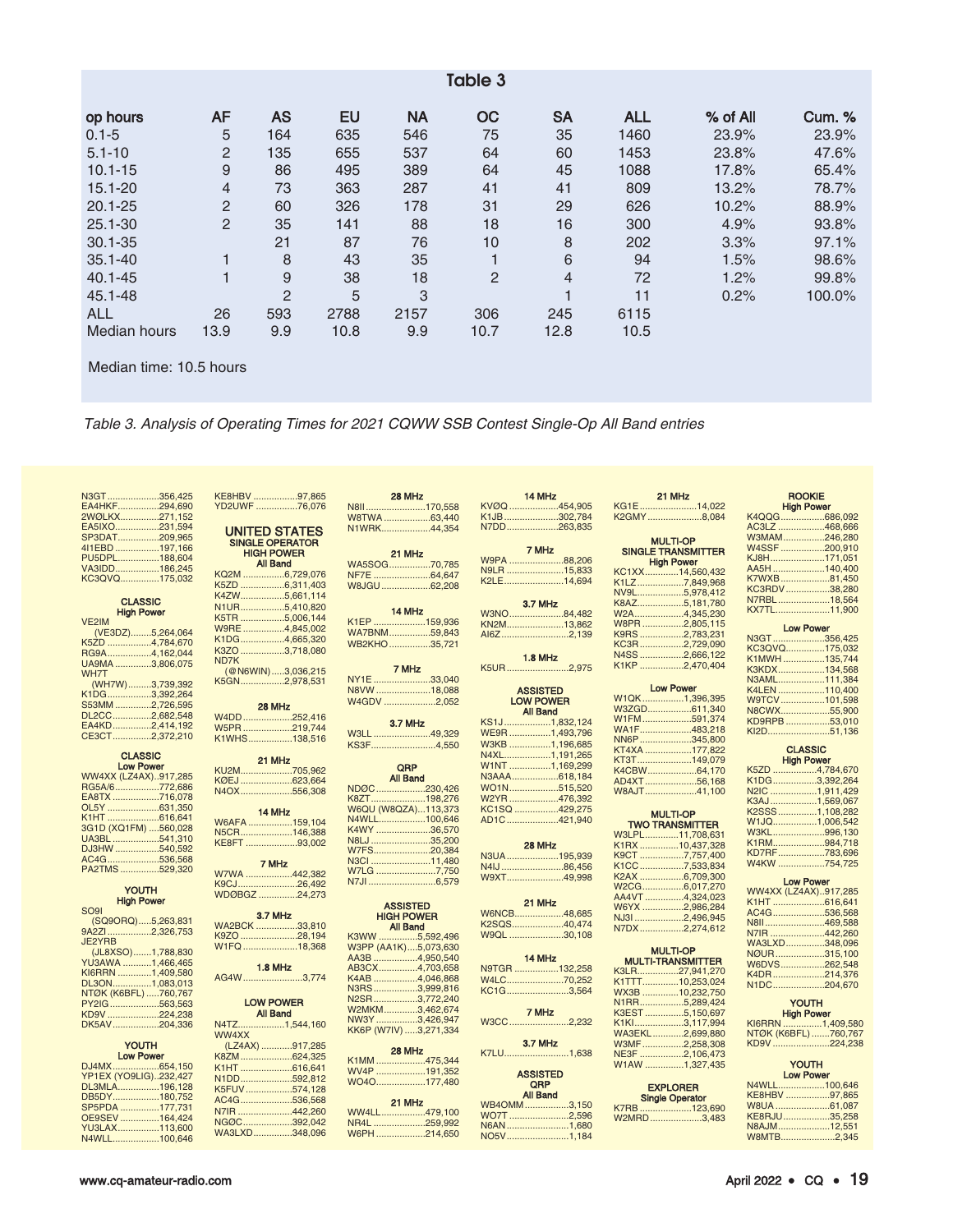## Table 3

| op hours | AF | AS | EU | NA | OC | SA | ALL | % of All | Cum. % |
|---|---|---|---|---|---|---|---|---|---|
| 0.1-5 | 5 | 164 | 635 | 546 | 75 | 35 | 1460 | 23.9% | 23.9% |
| 5.1-10 | 2 | 135 | 655 | 537 | 64 | 60 | 1453 | 23.8% | 47.6% |
| 10.1-15 | 9 | 86 | 495 | 389 | 64 | 45 | 1088 | 17.8% | 65.4% |
| 15.1-20 | 4 | 73 | 363 | 287 | 41 | 41 | 809 | 13.2% | 78.7% |
| 20.1-25 | 2 | 60 | 326 | 178 | 31 | 29 | 626 | 10.2% | 88.9% |
| 25.1-30 | 2 | 35 | 141 | 88 | 18 | 16 | 300 | 4.9% | 93.8% |
| 30.1-35 | | 21 | 87 | 76 | 10 | 8 | 202 | 3.3% | 97.1% |
| 35.1-40 | 1 | 8 | 43 | 35 | 1 | 6 | 94 | 1.5% | 98.6% |
| 40.1-45 | 1 | 9 | 38 | 18 | 2 | 4 | 72 | 1.2% | 99.8% |
| 45.1-48 | | 2 | 5 | 3 | | 1 | 11 | 0.2% | 100.0% |
| ALL | 26 | 593 | 2788 | 2157 | 306 | 245 | 6115 | | |
| Median hours | 13.9 | 9.9 | 10.8 | 9.9 | 10.7 | 12.8 | 10.5 | | |

Median time: 10.5 hours

*Table 3. Analysis of Operating Times for 2021 CQWW SSB Contest Single-Op All Band entries*

N3GT....................356,425
EA4HKF...............294,690
2W0LKX...............271,152
EA5IXO................231,594
SP3DAT................209,965
4I1EBD.................197,166
PU5DPL................188,604
VA3IDD.................186,245
KC3QVQ...............175,032

**CLASSIC**
**High Power**

VE2IM (VE3DZ)........5,264,064
K5ZD ...................4,784,670
RG9A....................4,162,044
UA9MA .................3,806,075
WH7T (WH7W).........3,739,392
K1DG.....................3,392,264
S53MM .................2,726,595
DL2CC..................2,682,548
EA4KD..................2,414,192
CE3CT...................2,372,210

**CLASSIC**
**Low Power**

WW4XX (LZ4AX)..917,285
RG5A/6.................772,686
EA8TX ..................716,078
OL5Y ....................631,350
K1HT ....................616,641
3G1D (XQ1FM) ....560,028
UA3BL ..................541,310
DJ3HW .................540,592
AC4G....................536,568
PA2TMS ...............529,320

**YOUTH**
**High Power**

SO9I (SQ9ORQ).....5,263,831
9A2ZI ...................2,326,753
JE2YRB (JL8XSO).......1,788,830
YU3AWA ...........1,466,465
KI6RRN .............1,409,580
DL3ON...............1,083,013
NTØK (K6BFL).....760,767
PY2IG ...................563,563
KD9V ....................224,238
DK5AV..................204,336

**YOUTH**
**Low Power**

DJ4MX..................654,150
YP1EX (YO9LIG)..232,427
DL3MLA................196,128
DB5DY..................180,752
SP5PDA ...............177,731
OE9SEV ...............164,424
YU3LAX................113,600
N4WLL..................100,646

KE8HBV .................97,865
YD2UWF ................76,076

## UNITED STATES

**SINGLE OPERATOR**
**HIGH POWER**
**All Band**

KQ2M ................6,729,076
K5ZD .................6,311,403
K4ZW.................5,661,114
N1UR.................5,410,820
K5TR .................5,006,144
W9RE ................4,845,002
K1DG.................4,665,320
K3ZO .................3,718,080
ND7K (@N6WIN).....3,036,215
K5GN.................2,978,531

**28 MHz**

W4DD...................252,416
W5PR ...................219,744
K1WHS.................138,516

**21 MHz**

KU2M...................705,962
KØEJ ....................623,664
N4OX....................556,308

**14 MHz**

W6AFA .................159,104
N5CR....................146,388
KE8FT ....................93,002

**7 MHz**

W7WA ..................442,382
K9CJ.......................26,492
WDØBGZ ...............24,273

**3.7 MHz**

WA2BCK ................33,810
K9ZO ......................28,194
W1FQ .....................18,368

**1.8 MHz**

AG4W.......................3,774

**LOW POWER**
**All Band**

N4TZ.....................1,544,160
WW4XX (LZ4AX) ............917,285
K8ZM ....................624,325
K1HT .....................616,641
N1DD.....................592,812
K5FUV ...................574,128
AC4G.....................536,568
N7IR ......................442,260
NGØC....................392,042
WA3LXD................348,096

**28 MHz**

N8II.......................170,558
W8TWA..................63,440
N1WRK...................44,354

**21 MHz**

WA5SOG................70,785
NF7E ......................64,647
W8JGU...................62,208

**14 MHz**

K1EP ....................159,936
WA7BNM................59,843
WB2KHO................35,721

**7 MHz**

NY1E ......................33,040
N8VW .....................18,088
W4GDV ....................2,052

**3.7 MHz**

W3LL ......................49,329
KS3F.........................4,550

**QRP**
**All Band**

NDØC ...................230,426
K8ZT.....................198,276
W6QU (W8QZA)...113,373
N4WLL..................100,646
K4WY .....................36,570
N8LJ .......................35,200
W7FS.......................20,384
N3CI ........................11,480
W7LG .......................7,750
N7JI ..........................6,579

**ASSISTED**
**HIGH POWER**
**All Band**

K3WW ...............5,592,496
W3PP (AA1K)....5,073,630
AA3B .................4,950,540
AB3CX...............4,703,658
K4AB .................4,046,868
N3RS..................3,999,816
N2SR..................3,772,240
W2MKM.............3,462,674
NW3Y ................3,426,947
KK6P (W7IV) .....3,271,334

**28 MHz**

K1MM ..................475,344
WV4P ...................191,352
WO4O...................177,480

**21 MHz**

WW4LL.................479,100
NR4L ....................259,992
W6PH ...................214,650

**14 MHz**

KVØQ ...................454,905
K1JB.....................302,784
N7DD...................263,835

**7 MHz**

W9PA .....................88,206
N9LR ......................15,833
K2LE.......................14,694

**3.7 MHz**

W3NO.....................84,482
KN2M......................13,862
AI6Z ..........................2,139

**1.8 MHz**

K5UR ........................2,975

**ASSISTED**
**LOW POWER**
**All Band**

KS1J...................1,832,124
WE9R ................1,493,796
W3KB ................1,196,685
N4XL..................1,191,265
W1NT ................1,169,299
N3AAA..................618,184
WO1N...................515,520
W2YR ...................476,392
KC1SQ .................429,275
AD1C ....................421,940

**28 MHz**

N3UA ....................195,939
N4IJ ........................86,456
W9XT......................49,998

**21 MHz**

W6NCB...................48,685
K2SQS.....................40,474
W9QL .....................30,108

**14 MHz**

N9TGR .................132,258
W4LC.......................70,252
KC1G.........................3,564

**7 MHz**

W3CC .......................2,232

**3.7 MHz**

K7LU.........................1,638

**ASSISTED**
**QRP**
**All Band**

WB4OMM.................3,150
WO7T ........................2,596
N6AN ........................1,680
NO5V ........................1,184

**21 MHz**

KG1E......................14,022
K2GMY.....................8,084

**MULTI-OP**
**SINGLE TRANSMITTER**
**High Power**

KC1XX..............14,560,432
K1LZ..................7,849,968
NV9L..................5,978,412
K8AZ..................5,181,780
W2A...................4,345,230
W8PR ................2,805,115
K9RS .................2,783,231
KC3R .................2,729,090
N4SS .................2,666,122
K1KP .................2,470,404

**Low Power**

W1QK ................1,396,395
W3ZGD.................611,340
W1FM...................591,374
WA1F....................483,218
NN6P ....................345,800
KT4XA ..................177,822
KT3T.....................149,079
K4CBW...................64,170
AD4XT ....................56,168
W8AJT ....................41,100

**MULTI-OP**
**TWO TRANSMITTER**

W3LPL..............11,708,631
K1RX ...............10,437,328
K9CT .................7,757,400
K1CC .................7,533,834
K2AX .................6,709,300
W2CG.................6,017,270
AA4VT ...............4,324,023
W6YX .................2,986,284
NJ3I ...................2,496,945
N7DX .................2,274,612

**MULTI-OP**
**MULTI-TRANSMITTER**

K3LR................27,941,270
K1TTT..............10,253,024
WX3B ...............10,232,750
N1RR.................5,289,424
K3EST ...............5,150,697
K1KI...................3,117,994
WA3EKL.............2,699,880
W3MF.................2,258,308
NE3F .................2,106,473
W1AW ...............1,327,435

**EXPLORER**
**Single Operator**

K7RB ....................123,690
W2MRD....................3,483

**ROOKIE**
**High Power**

K4QQG .................686,092
AC3LZ ..................468,666
W3MAM................246,280
W4SSF .................200,910
KJ8H.....................171,051
AA5H ....................140,400
K7WXB ...................81,450
KC3RDV .................38,280
N7RBL....................18,564
KX7TL.....................11,900

**Low Power**

N3GT ....................356,425
KC3QVQ...............175,032
K1MWH ................135,744
K3KDX ..................134,568
N3AML..................111,384
K4LEN ..................110,400
W9TCV .................101,598
N8CWX...................55,900
KD9RPB .................53,010
KI2D........................51,136

**CLASSIC**
**High Power**

K5ZD .................4,784,670
K1DG .................3,392,264
N2IC ..................1,911,429
K3AJ ..................1,569,067
K2SSS ...............1,108,282
W1JQ.................1,006,542
W3KL....................996,130
K1RM....................984,718
KD7RF...................783,696
W4KW ..................754,725

**Low Power**

WW4XX (LZ4AX)..917,285
K1HT ....................616,641
AC4G....................536,568
N8II .......................469,588
N7IR ......................442,260
WA3LXD...............348,096
NØUR....................315,100
W6DVS..................262,548
K4DR ....................214,376
N1DC....................204,670

**YOUTH**
**High Power**

KI6RRN ...............1,409,580
NTØK (K6BFL) .......760,767
KD9V .....................224,238

**YOUTH**
**Low Power**

N4WLL..................100,646
KE8HBV .................97,865
W8UA .....................61,087
KE8RJU..................35,258
N8AJM....................12,551
W8MTB....................2,345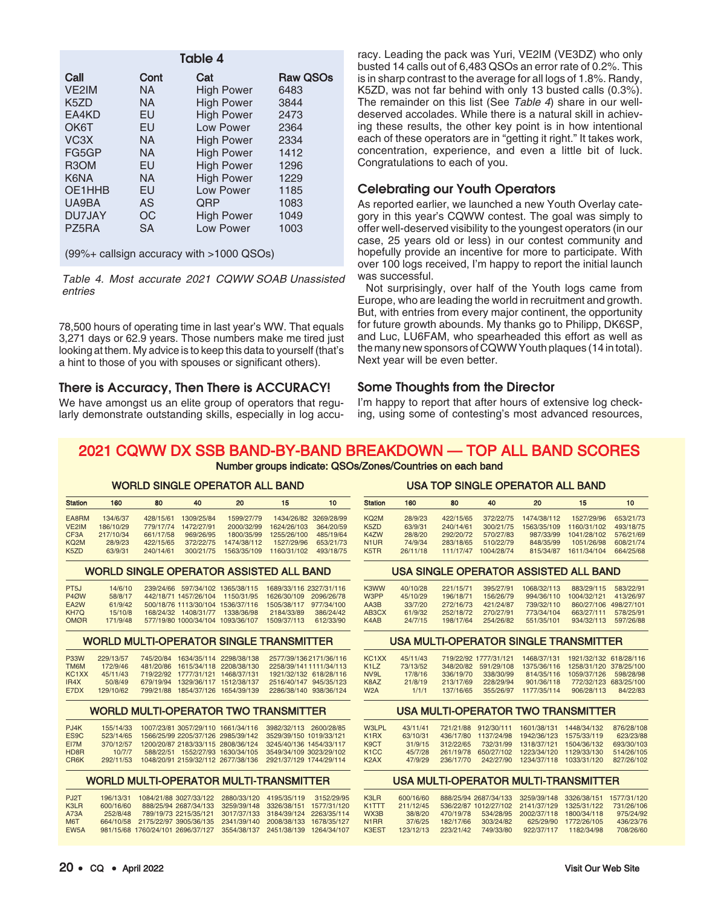**Table 4**

| Call | Cont | Cat | Raw QSOs |
|---|---|---|---|
| VE2IM | NA | High Power | 6483 |
| K5ZD | NA | High Power | 3844 |
| EA4KD | EU | High Power | 2473 |
| OK6T | EU | Low Power | 2364 |
| VC3X | NA | High Power | 2334 |
| FG5GP | NA | High Power | 1412 |
| R3OM | EU | High Power | 1296 |
| K6NA | NA | High Power | 1229 |
| OE1HHB | EU | Low Power | 1185 |
| UA9BA | AS | QRP | 1083 |
| DU7JAY | OC | High Power | 1049 |
| PZ5RA | SA | Low Power | 1003 |

(99%+ callsign accuracy with >1000 QSOs)

*Table 4. Most accurate 2021 CQWW SOAB Unassisted entries*

78,500 hours of operating time in last year's WW. That equals 3,271 days or 62.9 years. Those numbers make me tired just looking at them. My advice is to keep this data to yourself (that's a hint to those of you with spouses or significant others).

## There is Accuracy, Then There is ACCURACY!

We have amongst us an elite group of operators that regularly demonstrate outstanding skills, especially in log accuracy. Leading the pack was Yuri, VE2IM (VE3DZ) who only busted 14 calls out of 6,483 QSOs an error rate of 0.2%. This is in sharp contrast to the average for all logs of 1.8%. Randy, K5ZD, was not far behind with only 13 busted calls (0.3%). The remainder on this list (See *Table 4*) share in our well-deserved accolades. While there is a natural skill in achieving these results, the other key point is in how intentional each of these operators are in "getting it right." It takes work, concentration, experience, and even a little bit of luck. Congratulations to each of you.

## Celebrating our Youth Operators

As reported earlier, we launched a new Youth Overlay category in this year's CQWW contest. The goal was simply to offer well-deserved visibility to the youngest operators (in our case, 25 years old or less) in our contest community and hopefully provide an incentive for more to participate. With over 100 logs received, I'm happy to report the initial launch was successful.

Not surprisingly, over half of the Youth logs came from Europe, who are leading the world in recruitment and growth. But, with entries from every major continent, the opportunity for future growth abounds. My thanks go to Philipp, DK6SP, and Luc, LU6FAM, who spearheaded this effort as well as the many new sponsors of CQWW Youth plaques (14 in total). Next year will be even better.

## Some Thoughts from the Director

I'm happy to report that after hours of extensive log checking, using some of contesting's most advanced resources,

## 2021 CQWW DX SSB BAND-BY-BAND BREAKDOWN — TOP ALL BAND SCORES

Number groups indicate: QSOs/Zones/Countries on each band

### WORLD SINGLE OPERATOR ALL BAND

| Station | 160 | 80 | 40 | 20 | 15 | 10 |
|---|---|---|---|---|---|---|
| EA8RM | 134/6/37 | 428/15/61 | 1309/25/84 | 1599/27/79 | 1434/26/82 | 3269/28/99 |
| VE2IM | 186/10/29 | 779/17/74 | 1472/27/91 | 2000/32/99 | 1624/26/103 | 364/20/59 |
| CF3A | 217/10/34 | 661/17/58 | 969/26/95 | 1800/35/99 | 1255/26/100 | 485/19/64 |
| KQ2M | 28/9/23 | 422/15/65 | 372/22/75 | 1474/38/112 | 1527/29/96 | 653/21/73 |
| K5ZD | 63/9/31 | 240/14/61 | 300/21/75 | 1563/35/109 | 1160/31/102 | 493/18/75 |

### USA TOP SINGLE OPERATOR ALL BAND

| Station | 160 | 80 | 40 | 20 | 15 | 10 |
|---|---|---|---|---|---|---|
| KQ2M | 28/9/23 | 422/15/65 | 372/22/75 | 1474/38/112 | 1527/29/96 | 653/21/73 |
| K5ZD | 63/9/31 | 240/14/61 | 300/21/75 | 1563/35/109 | 1160/31/102 | 493/18/75 |
| K4ZW | 28/8/20 | 292/20/72 | 570/27/83 | 987/33/99 | 1041/28/102 | 576/21/69 |
| N1UR | 74/9/34 | 283/18/65 | 510/22/79 | 848/35/99 | 1051/26/98 | 608/21/74 |
| K5TR | 26/11/18 | 111/17/47 | 1004/28/74 | 815/34/87 | 1611/34/104 | 664/25/68 |

### WORLD SINGLE OPERATOR ASSISTED ALL BAND

| Station | 160 | 80 | 40 | 20 | 15 | 10 |
|---|---|---|---|---|---|---|
| PT5J | 14/6/10 | 239/24/66 | 597/34/102 | 1365/38/115 | 1689/33/116 | 2327/31/116 |
| P4ØW | 58/8/17 | 442/18/71 | 1457/26/104 | 1150/31/95 | 1626/30/109 | 2096/26/78 |
| EA2W | 61/9/42 | 500/18/76 | 1113/30/104 | 1536/37/116 | 1505/38/117 | 977/34/100 |
| KH7Q | 15/10/8 | 168/24/32 | 1408/31/77 | 1338/36/98 | 2184/33/89 | 386/24/42 |
| OMØR | 171/9/48 | 577/19/80 | 1000/34/104 | 1093/36/107 | 1509/37/113 | 612/33/90 |

### USA SINGLE OPERATOR ASSISTED ALL BAND

| Station | 160 | 80 | 40 | 20 | 15 | 10 |
|---|---|---|---|---|---|---|
| K3WW | 40/10/28 | 221/15/71 | 395/27/91 | 1068/32/113 | 883/29/115 | 583/22/91 |
| W3PP | 45/10/29 | 196/18/71 | 156/26/79 | 994/36/110 | 1004/32/121 | 413/26/97 |
| AA3B | 33/7/20 | 272/16/73 | 421/24/87 | 739/32/110 | 860/27/106 | 498/27/101 |
| AB3CX | 61/9/32 | 252/18/72 | 270/27/91 | 773/34/104 | 663/27/111 | 578/25/91 |
| K4AB | 24/7/15 | 198/17/64 | 254/26/82 | 551/35/101 | 934/32/113 | 597/26/88 |

### WORLD MULTI-OPERATOR SINGLE TRANSMITTER

| Station | 160 | 80 | 40 | 20 | 15 | 10 |
|---|---|---|---|---|---|---|
| P33W | 229/13/57 | 745/20/84 | 1634/35/114 | 2298/38/138 | 2577/39/136 | 2171/36/116 |
| TM6M | 172/9/46 | 481/20/86 | 1615/34/118 | 2208/38/130 | 2258/39/141 | 1111/34/113 |
| KC1XX | 45/11/43 | 719/22/92 | 1777/31/121 | 1468/37/131 | 1921/32/132 | 618/28/116 |
| IR4X | 50/8/49 | 679/19/94 | 1329/36/117 | 1512/38/137 | 2516/40/147 | 945/35/123 |
| E7DX | 129/10/62 | 799/21/88 | 1854/37/126 | 1654/39/139 | 2286/38/140 | 938/36/124 |

### USA MULTI-OPERATOR SINGLE TRANSMITTER

| Station | 160 | 80 | 40 | 20 | 15 | 10 |
|---|---|---|---|---|---|---|
| KC1XX | 45/11/43 | 719/22/92 | 1777/31/121 | 1468/37/131 | 1921/32/132 | 618/28/116 |
| K1LZ | 73/13/52 | 348/20/82 | 591/29/108 | 1375/36/116 | 1258/31/120 | 378/25/100 |
| NV9L | 17/8/16 | 336/19/70 | 338/30/99 | 814/35/116 | 1059/37/126 | 598/28/98 |
| K8AZ | 21/8/19 | 213/17/69 | 228/29/94 | 901/36/118 | 772/32/123 | 683/25/100 |
| W2A | 1/1/1 | 137/16/65 | 355/26/97 | 1177/35/114 | 906/28/113 | 84/22/83 |

### WORLD MULTI-OPERATOR TWO TRANSMITTER

| Station | 160 | 80 | 40 | 20 | 15 | 10 |
|---|---|---|---|---|---|---|
| PJ4K | 155/14/33 | 1007/23/81 | 3057/29/110 | 1661/34/116 | 3982/32/113 | 2600/28/85 |
| ES9C | 523/14/65 | 1566/25/99 | 2205/37/126 | 2985/39/142 | 3529/39/150 | 1019/33/121 |
| EI7M | 370/12/57 | 1200/20/87 | 2183/33/115 | 2808/36/124 | 3245/40/136 | 1454/33/117 |
| HD8R | 10/7/7 | 588/22/51 | 1552/27/93 | 1630/34/105 | 3549/34/109 | 3023/29/102 |
| CR6K | 292/11/53 | 1048/20/91 | 2159/32/112 | 2677/38/136 | 2921/37/129 | 1744/29/114 |

### USA MULTI-OPERATOR TWO TRANSMITTER

| Station | 160 | 80 | 40 | 20 | 15 | 10 |
|---|---|---|---|---|---|---|
| W3LPL | 43/11/41 | 721/21/88 | 912/30/111 | 1601/38/131 | 1448/34/132 | 876/28/108 |
| K1RX | 63/10/31 | 436/17/80 | 1137/24/98 | 1942/36/123 | 1575/33/119 | 623/23/88 |
| K9CT | 31/9/15 | 312/22/65 | 732/31/99 | 1318/37/121 | 1504/36/132 | 693/30/103 |
| K1CC | 45/7/28 | 261/19/78 | 650/27/102 | 1223/34/120 | 1129/33/130 | 514/26/105 |
| K2AX | 47/9/29 | 236/17/70 | 242/27/90 | 1234/37/118 | 1033/31/120 | 827/26/102 |

### WORLD MULTI-OPERATOR MULTI-TRANSMITTER

| Station | 160 | 80 | 40 | 20 | 15 | 10 |
|---|---|---|---|---|---|---|
| PJ2T | 196/13/31 | 1084/21/88 | 3027/33/122 | 2880/33/120 | 4195/35/119 | 3152/29/95 |
| K3LR | 600/16/60 | 888/25/94 | 2687/34/133 | 3259/39/148 | 3326/38/151 | 1577/31/120 |
| A73A | 252/8/48 | 789/19/73 | 2215/35/121 | 3017/37/133 | 3184/39/124 | 2263/35/114 |
| M6T | 664/10/58 | 2175/22/97 | 3905/36/135 | 2341/39/140 | 2008/38/133 | 1678/35/127 |
| EW5A | 981/15/68 | 1760/24/101 | 2696/37/127 | 3554/38/137 | 2451/38/139 | 1264/34/107 |

### USA MULTI-OPERATOR MULTI-TRANSMITTER

| Station | 160 | 80 | 40 | 20 | 15 | 10 |
|---|---|---|---|---|---|---|
| K3LR | 600/16/60 | 888/25/94 | 2687/34/133 | 3259/39/148 | 3326/38/151 | 1577/31/120 |
| K1TTT | 211/12/45 | 536/22/87 | 1012/27/102 | 2141/37/129 | 1325/31/122 | 731/26/106 |
| WX3B | 38/8/20 | 470/19/78 | 534/28/95 | 2002/37/118 | 1800/34/118 | 975/24/92 |
| N1RR | 37/6/25 | 182/17/66 | 303/24/82 | 625/29/90 | 1772/26/105 | 436/23/76 |
| K3EST | 123/12/13 | 223/21/42 | 749/33/80 | 922/37/117 | 1182/34/98 | 708/26/60 |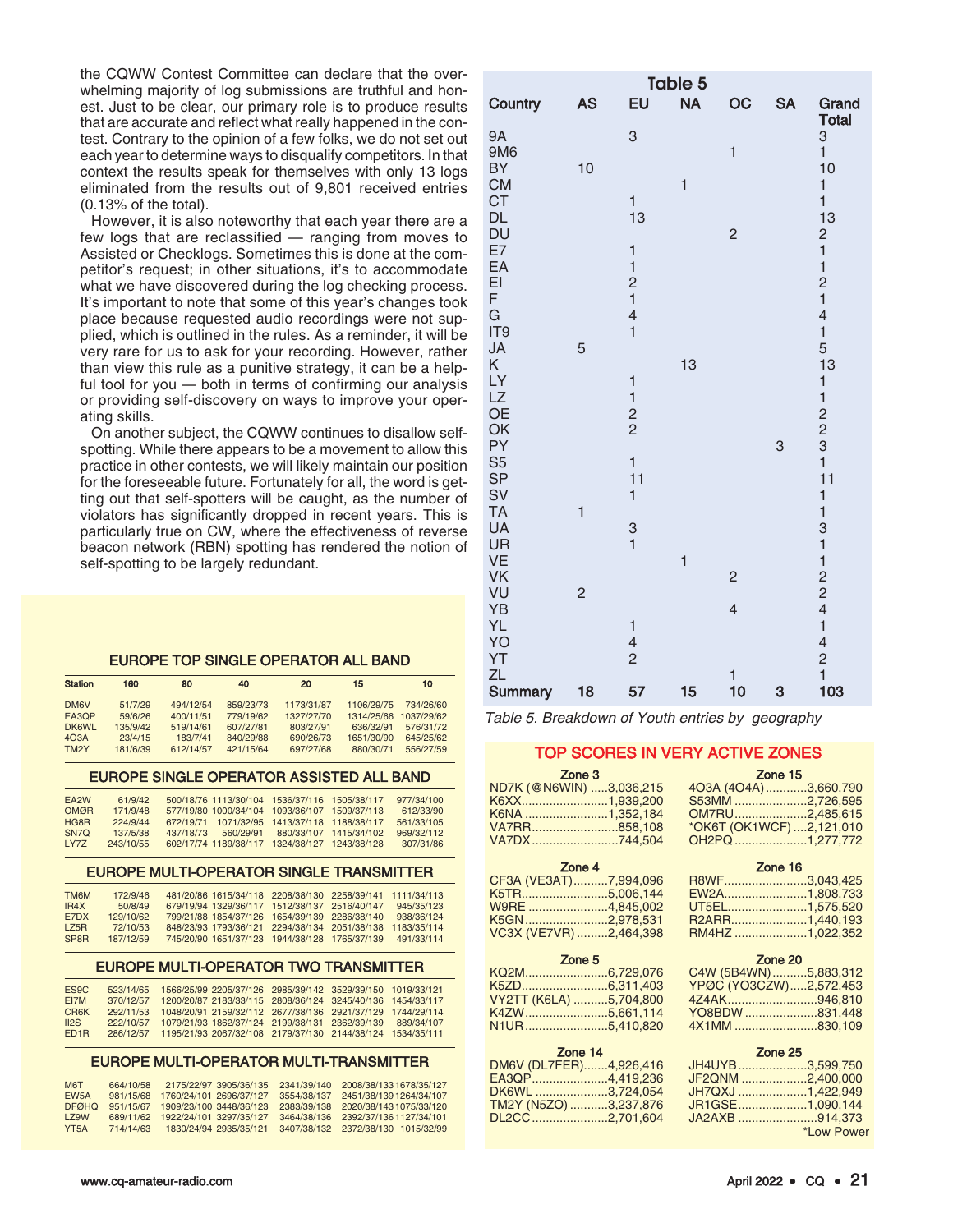the CQWW Contest Committee can declare that the overwhelming majority of log submissions are truthful and honest. Just to be clear, our primary role is to produce results that are accurate and reflect what really happened in the contest. Contrary to the opinion of a few folks, we do not set out each year to determine ways to disqualify competitors. In that context the results speak for themselves with only 13 logs eliminated from the results out of 9,801 received entries (0.13% of the total).

However, it is also noteworthy that each year there are a few logs that are reclassified — ranging from moves to Assisted or Checklogs. Sometimes this is done at the competitor's request; in other situations, it's to accommodate what we have discovered during the log checking process. It's important to note that some of this year's changes took place because requested audio recordings were not supplied, which is outlined in the rules. As a reminder, it will be very rare for us to ask for your recording. However, rather than view this rule as a punitive strategy, it can be a helpful tool for you — both in terms of confirming our analysis or providing self-discovery on ways to improve your operating skills.

On another subject, the CQWW continues to disallow self-spotting. While there appears to be a movement to allow this practice in other contests, we will likely maintain our position for the foreseeable future. Fortunately for all, the word is getting out that self-spotters will be caught, as the number of violators has significantly dropped in recent years. This is particularly true on CW, where the effectiveness of reverse beacon network (RBN) spotting has rendered the notion of self-spotting to be largely redundant.

### Table 5

| Country | AS | EU | NA | OC | SA | Grand Total |
|---|---|---|---|---|---|---|
| 9A | | 3 | | | | 3 |
| 9M6 | | | | 1 | | 1 |
| BY | 10 | | | | | 10 |
| CM | | | 1 | | | 1 |
| CT | | 1 | | | | 1 |
| DL | | 13 | | | | 13 |
| DU | | | | 2 | | 2 |
| E7 | | 1 | | | | 1 |
| EA | | 1 | | | | 1 |
| EI | | 2 | | | | 2 |
| F | | 1 | | | | 1 |
| G | | 4 | | | | 4 |
| IT9 | | 1 | | | | 1 |
| JA | 5 | | | | | 5 |
| K | | | 13 | | | 13 |
| LY | | 1 | | | | 1 |
| LZ | | 1 | | | | 1 |
| OE | | 2 | | | | 2 |
| OK | | 2 | | | | 2 |
| PY | | | | | 3 | 3 |
| S5 | | 1 | | | | 1 |
| SP | | 11 | | | | 11 |
| SV | | 1 | | | | 1 |
| TA | 1 | | | | | 1 |
| UA | | 3 | | | | 3 |
| UR | | 1 | | | | 1 |
| VE | | | 1 | | | 1 |
| VK | | | | 2 | | 2 |
| VU | 2 | | | | | 2 |
| YB | | | | 4 | | 4 |
| YL | | 1 | | | | 1 |
| YO | | 4 | | | | 4 |
| YT | | 2 | | | | 2 |
| ZL | | | | 1 | | 1 |
| Summary | 18 | 57 | 15 | 10 | 3 | 103 |

*Table 5. Breakdown of Youth entries by geography*

### EUROPE TOP SINGLE OPERATOR ALL BAND

| Station | 160 | 80 | 40 | 20 | 15 | 10 |
|---|---|---|---|---|---|---|
| DM6V | 51/7/29 | 494/12/54 | 859/23/73 | 1173/31/87 | 1106/29/75 | 734/26/60 |
| EA3QP | 59/6/26 | 400/11/51 | 779/19/62 | 1327/27/70 | 1314/25/66 | 1037/29/62 |
| DK6WL | 135/9/42 | 519/14/61 | 607/27/81 | 803/27/91 | 636/32/91 | 576/31/72 |
| 4O3A | 23/4/15 | 183/7/41 | 840/29/88 | 690/26/73 | 1651/30/90 | 645/25/62 |
| TM2Y | 181/6/39 | 612/14/57 | 421/15/64 | 697/27/68 | 880/30/71 | 556/27/59 |

### EUROPE SINGLE OPERATOR ASSISTED ALL BAND

| Station | 160 | 80 | 40 | 20 | 15 | 10 |
|---|---|---|---|---|---|---|
| EA2W | 61/9/42 | 500/18/76 | 1113/30/104 | 1536/37/116 | 1505/38/117 | 977/34/100 |
| OMØR | 171/9/48 | 577/19/80 | 1000/34/104 | 1093/36/107 | 1509/37/113 | 612/33/90 |
| HG8R | 224/9/44 | 672/19/71 | 1071/32/95 | 1413/37/118 | 1188/38/117 | 561/33/105 |
| SN7Q | 137/5/38 | 437/18/73 | 560/29/91 | 880/33/107 | 1415/34/102 | 969/32/112 |
| LY7Z | 243/10/55 | 602/17/74 | 1189/38/117 | 1324/38/127 | 1243/38/128 | 307/31/86 |

### EUROPE MULTI-OPERATOR SINGLE TRANSMITTER

| Station | 160 | 80 | 40 | 20 | 15 | 10 |
|---|---|---|---|---|---|---|
| TM6M | 172/9/46 | 481/20/86 | 1615/34/118 | 2208/38/130 | 2258/39/141 | 1111/34/113 |
| IR4X | 50/8/49 | 679/19/94 | 1329/36/117 | 1512/38/137 | 2516/40/147 | 945/35/123 |
| E7DX | 129/10/62 | 799/21/88 | 1854/37/126 | 1654/39/139 | 2286/38/140 | 938/36/124 |
| LZ5R | 72/10/53 | 848/23/93 | 1793/36/121 | 2294/38/134 | 2051/38/138 | 1183/35/114 |
| SP8R | 187/12/59 | 745/20/90 | 1651/37/123 | 1944/38/128 | 1765/37/139 | 491/33/114 |

### EUROPE MULTI-OPERATOR TWO TRANSMITTER

| Station | 160 | 80 | 40 | 20 | 15 | 10 |
|---|---|---|---|---|---|---|
| ES9C | 523/14/65 | 1566/25/99 | 2205/37/126 | 2985/39/142 | 3529/39/150 | 1019/33/121 |
| EI7M | 370/12/57 | 1200/20/87 | 2183/33/115 | 2808/36/124 | 3245/40/136 | 1454/33/117 |
| CR6K | 292/11/53 | 1048/20/91 | 2159/32/112 | 2677/38/136 | 2921/37/129 | 1744/29/114 |
| II2S | 222/10/57 | 1079/21/93 | 1862/37/124 | 2199/38/131 | 2362/39/139 | 889/34/107 |
| ED1R | 286/12/57 | 1195/21/93 | 2067/32/108 | 2179/37/130 | 2144/38/124 | 1534/35/111 |

### EUROPE MULTI-OPERATOR MULTI-TRANSMITTER

| Station | 160 | 80 | 40 | 20 | 15 | 10 |
|---|---|---|---|---|---|---|
| M6T | 664/10/58 | 2175/22/97 | 3905/36/135 | 2341/39/140 | 2008/38/133 | 1678/35/127 |
| EW5A | 981/15/68 | 1760/24/101 | 2696/37/127 | 3554/38/137 | 2451/38/139 | 1264/34/107 |
| DFØHQ | 951/15/67 | 1909/23/100 | 3448/36/123 | 2383/39/138 | 2020/38/143 | 1075/33/120 |
| LZ9W | 689/11/62 | 1922/24/101 | 3297/35/127 | 3464/38/136 | 2392/37/136 | 1127/34/101 |
| YT5A | 714/14/63 | 1830/24/94 | 2935/35/121 | 3407/38/132 | 2372/38/130 | 1015/32/99 |

### TOP SCORES IN VERY ACTIVE ZONES

**Zone 3**
- ND7K (@N6WIN) .....3,036,215
- K6XX.........................1,939,200
- K6NA ........................1,352,184
- VA7RR.........................858,108
- VA7DX.........................744,504

**Zone 4**
- CF3A (VE3AT)..........7,994,096
- K5TR.........................5,006,144
- W9RE ........................4,845,002
- K5GN ........................2,978,531
- VC3X (VE7VR) .........2,464,398

**Zone 5**
- KQ2M........................6,729,076
- K5ZD.........................6,311,403
- VY2TT (K6LA) ..........5,704,800
- K4ZW........................5,661,114
- N1UR ........................5,410,820

**Zone 14**
- DM6V (DL7FER).......4,926,416
- EA3QP......................4,419,236
- DK6WL .....................3,724,054
- TM2Y (N5ZO) ...........3,237,876
- DL2CC......................2,701,604

**Zone 15**
- 4O3A (4O4A) ............3,660,790
- S53MM .....................2,726,595
- OM7RU.....................2,485,615
- *OK6T (OK1WCF) ....2,121,010
- OH2PQ .....................1,277,772

**Zone 16**
- R8WF........................3,043,425
- EW2A........................1,808,733
- UT5EL.......................1,575,520
- R2ARR......................1,440,193
- RM4HZ .....................1,022,352

**Zone 20**
- C4W (5B4WN)..........5,883,312
- YPØC (YO3CZW).....2,572,453
- 4Z4AK..........................946,810
- YO8BDW .....................831,448
- 4X1MM ........................830,109

**Zone 25**
- JH4UYB....................3,599,750
- JF2QNM ...................2,400,000
- JH7QXJ ....................1,422,949
- JR1GSE....................1,090,144
- JA2AXB .......................914,373

*Low Power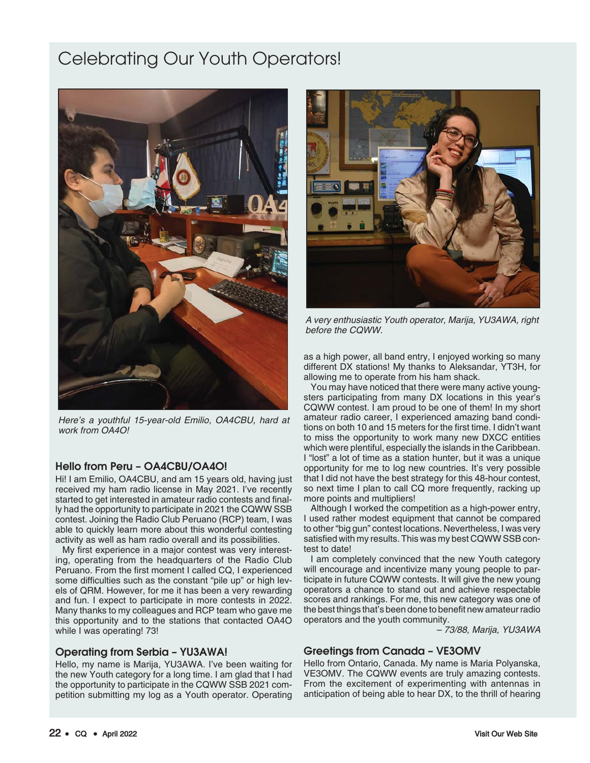# Celebrating Our Youth Operators!

*Here's a youthful 15-year-old Emilio, OA4CBU, hard at work from OA4O!*

*A very enthusiastic Youth operator, Marija, YU3AWA, right before the CQWW.*

### Hello from Peru – OA4CBU/OA4O!

Hi! I am Emilio, OA4CBU, and am 15 years old, having just received my ham radio license in May 2021. I've recently started to get interested in amateur radio contests and finally had the opportunity to participate in 2021 the CQWW SSB contest. Joining the Radio Club Peruano (RCP) team, I was able to quickly learn more about this wonderful contesting activity as well as ham radio overall and its possibilities.

My first experience in a major contest was very interesting, operating from the headquarters of the Radio Club Peruano. From the first moment I called CQ, I experienced some difficulties such as the constant "pile up" or high levels of QRM. However, for me it has been a very rewarding and fun. I expect to participate in more contests in 2022. Many thanks to my colleagues and RCP team who gave me this opportunity and to the stations that contacted OA4O while I was operating! 73!

### Operating from Serbia – YU3AWA!

Hello, my name is Marija, YU3AWA. I've been waiting for the new Youth category for a long time. I am glad that I had the opportunity to participate in the CQWW SSB 2021 competition submitting my log as a Youth operator. Operating as a high power, all band entry, I enjoyed working so many different DX stations! My thanks to Aleksandar, YT3H, for allowing me to operate from his ham shack.

You may have noticed that there were many active youngsters participating from many DX locations in this year's CQWW contest. I am proud to be one of them! In my short amateur radio career, I experienced amazing band conditions on both 10 and 15 meters for the first time. I didn't want to miss the opportunity to work many new DXCC entities which were plentiful, especially the islands in the Caribbean. I "lost" a lot of time as a station hunter, but it was a unique opportunity for me to log new countries. It's very possible that I did not have the best strategy for this 48-hour contest, so next time I plan to call CQ more frequently, racking up more points and multipliers!

Although I worked the competition as a high-power entry, I used rather modest equipment that cannot be compared to other "big gun" contest locations. Nevertheless, I was very satisfied with my results. This was my best CQWW SSB contest to date!

I am completely convinced that the new Youth category will encourage and incentivize many young people to participate in future CQWW contests. It will give the new young operators a chance to stand out and achieve respectable scores and rankings. For me, this new category was one of the best things that's been done to benefit new amateur radio operators and the youth community.

– 73/88, Marija, YU3AWA

### Greetings from Canada – VE3OMV

Hello from Ontario, Canada. My name is Maria Polyanska, VE3OMV. The CQWW events are truly amazing contests. From the excitement of experimenting with antennas in anticipation of being able to hear DX, to the thrill of hearing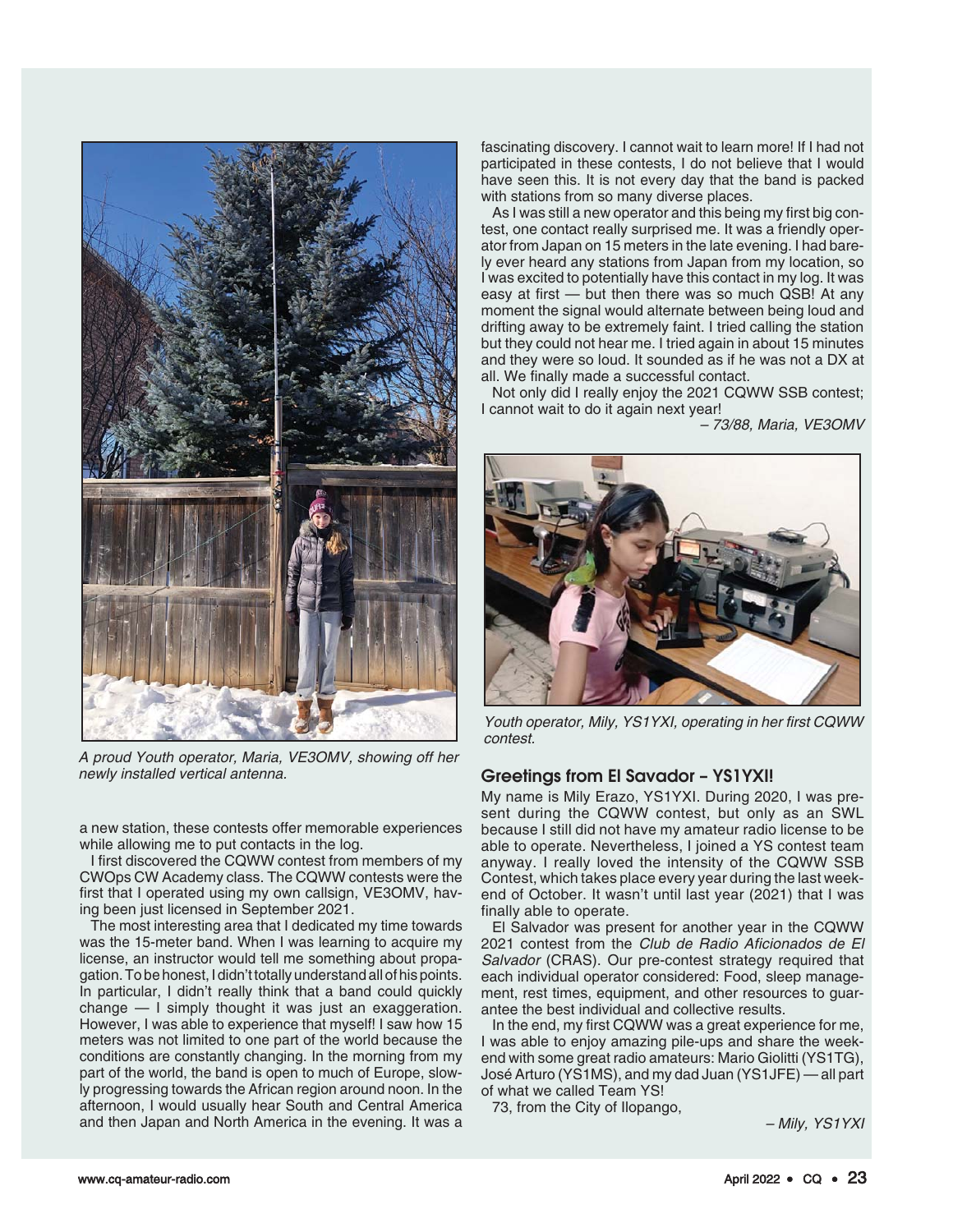A proud Youth operator, Maria, VE3OMV, showing off her newly installed vertical antenna.

a new station, these contests offer memorable experiences while allowing me to put contacts in the log.

I first discovered the CQWW contest from members of my CWOps CW Academy class. The CQWW contests were the first that I operated using my own callsign, VE3OMV, having been just licensed in September 2021.

The most interesting area that I dedicated my time towards was the 15-meter band. When I was learning to acquire my license, an instructor would tell me something about propagation. To be honest, I didn't totally understand all of his points. In particular, I didn't really think that a band could quickly change — I simply thought it was just an exaggeration. However, I was able to experience that myself! I saw how 15 meters was not limited to one part of the world because the conditions are constantly changing. In the morning from my part of the world, the band is open to much of Europe, slowly progressing towards the African region around noon. In the afternoon, I would usually hear South and Central America and then Japan and North America in the evening. It was a fascinating discovery. I cannot wait to learn more! If I had not participated in these contests, I do not believe that I would have seen this. It is not every day that the band is packed with stations from so many diverse places.

As I was still a new operator and this being my first big contest, one contact really surprised me. It was a friendly operator from Japan on 15 meters in the late evening. I had barely ever heard any stations from Japan from my location, so I was excited to potentially have this contact in my log. It was easy at first — but then there was so much QSB! At any moment the signal would alternate between being loud and drifting away to be extremely faint. I tried calling the station but they could not hear me. I tried again in about 15 minutes and they were so loud. It sounded as if he was not a DX at all. We finally made a successful contact.

Not only did I really enjoy the 2021 CQWW SSB contest; I cannot wait to do it again next year!

*– 73/88, Maria, VE3OMV*

Youth operator, Mily, YS1YXI, operating in her first CQWW contest.

## Greetings from El Savador – YS1YXI!

My name is Mily Erazo, YS1YXI. During 2020, I was present during the CQWW contest, but only as an SWL because I still did not have my amateur radio license to be able to operate. Nevertheless, I joined a YS contest team anyway. I really loved the intensity of the CQWW SSB Contest, which takes place every year during the last weekend of October. It wasn't until last year (2021) that I was finally able to operate.

El Salvador was present for another year in the CQWW 2021 contest from the *Club de Radio Aficionados de El Salvador* (CRAS). Our pre-contest strategy required that each individual operator considered: Food, sleep management, rest times, equipment, and other resources to guarantee the best individual and collective results.

In the end, my first CQWW was a great experience for me, I was able to enjoy amazing pile-ups and share the weekend with some great radio amateurs: Mario Giolitti (YS1TG), José Arturo (YS1MS), and my dad Juan (YS1JFE) — all part of what we called Team YS!

73, from the City of Ilopango,

*– Mily, YS1YXI*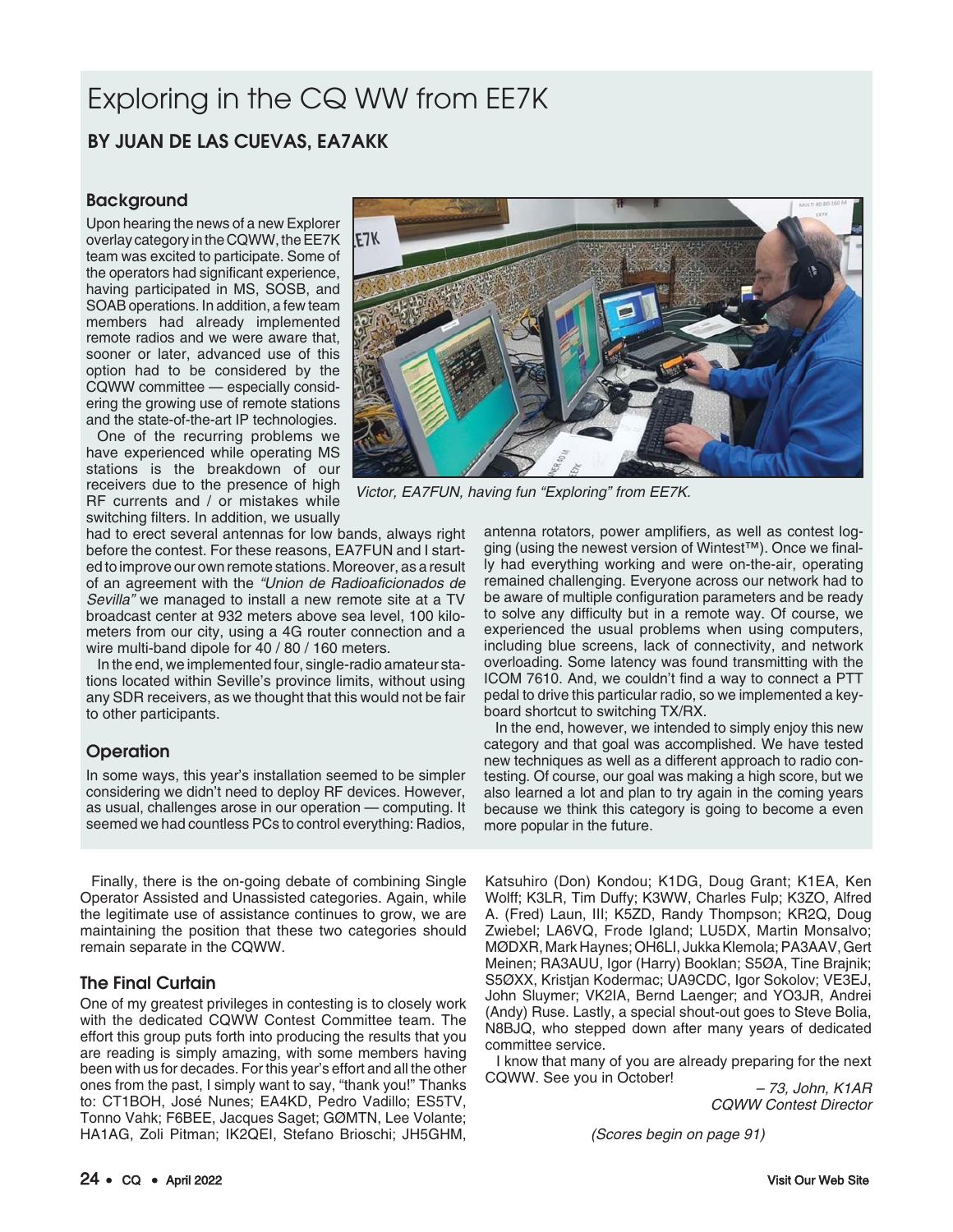# Exploring in the CQ WW from EE7K

## BY JUAN DE LAS CUEVAS, EA7AKK

### Background

Upon hearing the news of a new Explorer overlay category in the CQWW, the EE7K team was excited to participate. Some of the operators had significant experience, having participated in MS, SOSB, and SOAB operations. In addition, a few team members had already implemented remote radios and we were aware that, sooner or later, advanced use of this option had to be considered by the CQWW committee — especially considering the growing use of remote stations and the state-of-the-art IP technologies.

One of the recurring problems we have experienced while operating MS stations is the breakdown of our receivers due to the presence of high RF currents and / or mistakes while switching filters. In addition, we usually had to erect several antennas for low bands, always right before the contest. For these reasons, EA7FUN and I started to improve our own remote stations. Moreover, as a result of an agreement with the *"Union de Radioaficionados de Sevilla"* we managed to install a new remote site at a TV broadcast center at 932 meters above sea level, 100 kilometers from our city, using a 4G router connection and a wire multi-band dipole for 40 / 80 / 160 meters.

In the end, we implemented four, single-radio amateur stations located within Seville's province limits, without using any SDR receivers, as we thought that this would not be fair to other participants.

Victor, EA7FUN, having fun "Exploring" from EE7K.

### Operation

In some ways, this year's installation seemed to be simpler considering we didn't need to deploy RF devices. However, as usual, challenges arose in our operation — computing. It seemed we had countless PCs to control everything: Radios, antenna rotators, power amplifiers, as well as contest logging (using the newest version of Wintest™). Once we finally had everything working and were on-the-air, operating remained challenging. Everyone across our network had to be aware of multiple configuration parameters and be ready to solve any difficulty but in a remote way. Of course, we experienced the usual problems when using computers, including blue screens, lack of connectivity, and network overloading. Some latency was found transmitting with the ICOM 7610. And, we couldn't find a way to connect a PTT pedal to drive this particular radio, so we implemented a keyboard shortcut to switching TX/RX.

In the end, however, we intended to simply enjoy this new category and that goal was accomplished. We have tested new techniques as well as a different approach to radio contesting. Of course, our goal was making a high score, but we also learned a lot and plan to try again in the coming years because we think this category is going to become a even more popular in the future.

---

Finally, there is the on-going debate of combining Single Operator Assisted and Unassisted categories. Again, while the legitimate use of assistance continues to grow, we are maintaining the position that these two categories should remain separate in the CQWW.

### The Final Curtain

One of my greatest privileges in contesting is to closely work with the dedicated CQWW Contest Committee team. The effort this group puts forth into producing the results that you are reading is simply amazing, with some members having been with us for decades. For this year's effort and all the other ones from the past, I simply want to say, "thank you!" Thanks to: CT1BOH, José Nunes; EA4KD, Pedro Vadillo; ES5TV, Tonno Vahk; F6BEE, Jacques Saget; GØMTN, Lee Volante; HA1AG, Zoli Pitman; IK2QEI, Stefano Brioschi; JH5GHM, Katsuhiro (Don) Kondou; K1DG, Doug Grant; K1EA, Ken Wolff; K3LR, Tim Duffy; K3WW, Charles Fulp; K3ZO, Alfred A. (Fred) Laun, III; K5ZD, Randy Thompson; KR2Q, Doug Zwiebel; LA6VQ, Frode Igland; LU5DX, Martin Monsalvo; MØDXR, Mark Haynes; OH6LI, Jukka Klemola; PA3AAV, Gert Meinen; RA3AUU, Igor (Harry) Booklan; S5ØA, Tine Brajnik; S5ØXX, Kristjan Kodermac; UA9CDC, Igor Sokolov; VE3EJ, John Sluymer; VK2IA, Bernd Laenger; and YO3JR, Andrei (Andy) Ruse. Lastly, a special shout-out goes to Steve Bolia, N8BJQ, who stepped down after many years of dedicated committee service.

I know that many of you are already preparing for the next CQWW. See you in October!

*– 73, John, K1AR*
*CQWW Contest Director*

*(Scores begin on page 91)*